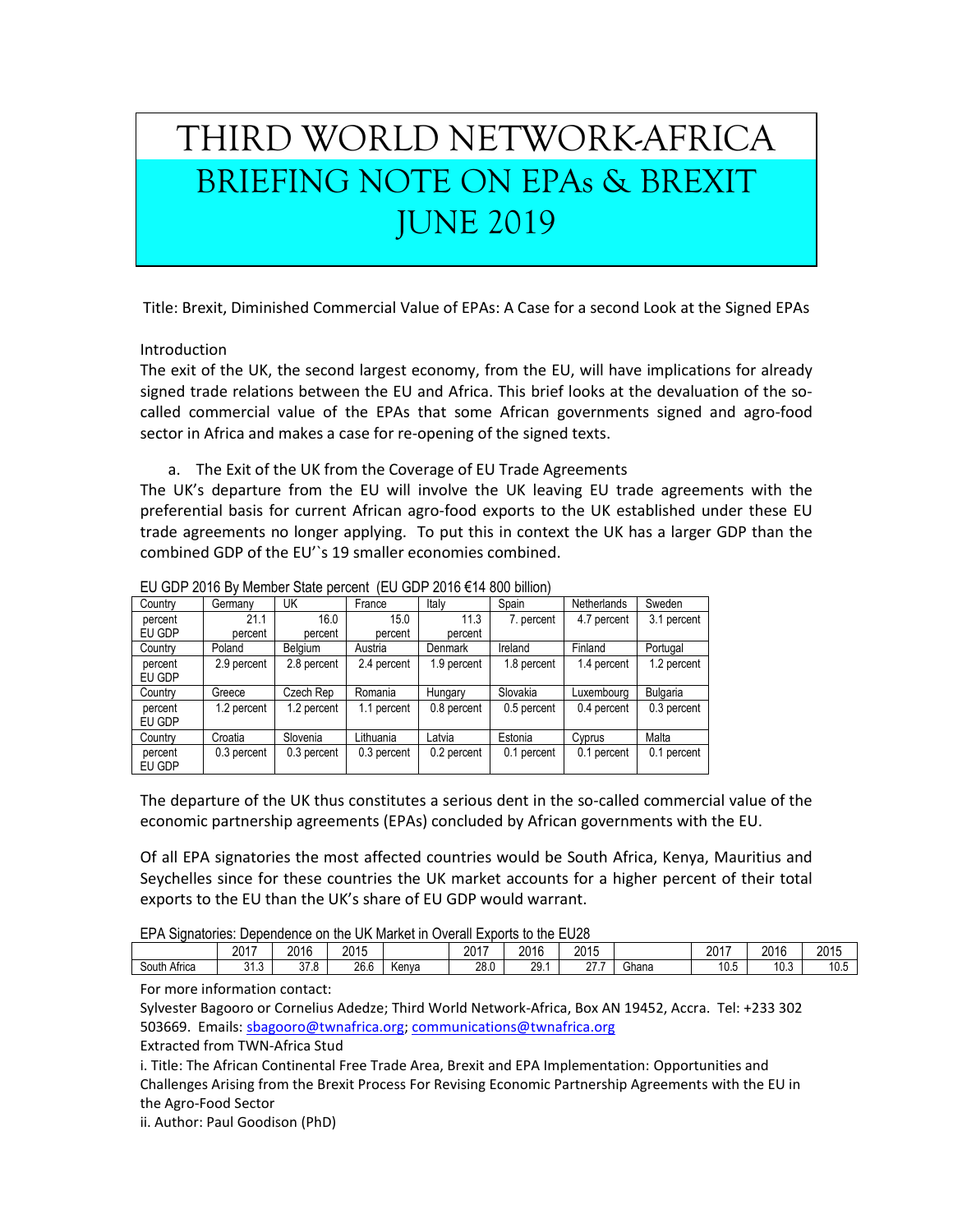# THIRD WORLD NETWORK-AFRICA
## BRIEFING NOTE ON EPAs & BREXIT
## JUNE 2019

Title: Brexit, Diminished Commercial Value of EPAs: A Case for a second Look at the Signed EPAs

Introduction

The exit of the UK, the second largest economy, from the EU, will have implications for already signed trade relations between the EU and Africa. This brief looks at the devaluation of the so-called commercial value of the EPAs that some African governments signed and agro-food sector in Africa and makes a case for re-opening of the signed texts.

a. The Exit of the UK from the Coverage of EU Trade Agreements

The UK's departure from the EU will involve the UK leaving EU trade agreements with the preferential basis for current African agro-food exports to the UK established under these EU trade agreements no longer applying. To put this in context the UK has a larger GDP than the combined GDP of the EU'`s 19 smaller economies combined.

EU GDP 2016 By Member State percent (EU GDP 2016 €14 800 billion)

| Country | Germany | UK | France | Italy | Spain | Netherlands | Sweden |
|---|---|---|---|---|---|---|---|
| percent EU GDP | 21.1 percent | 16.0 percent | 15.0 percent | 11.3 percent | 7. percent | 4.7 percent | 3.1 percent |
| Country | Poland | Belgium | Austria | Denmark | Ireland | Finland | Portugal |
| percent EU GDP | 2.9 percent | 2.8 percent | 2.4 percent | 1.9 percent | 1.8 percent | 1.4 percent | 1.2 percent |
| Country | Greece | Czech Rep | Romania | Hungary | Slovakia | Luxembourg | Bulgaria |
| percent EU GDP | 1.2 percent | 1.2 percent | 1.1 percent | 0.8 percent | 0.5 percent | 0.4 percent | 0.3 percent |
| Country | Croatia | Slovenia | Lithuania | Latvia | Estonia | Cyprus | Malta |
| percent EU GDP | 0.3 percent | 0.3 percent | 0.3 percent | 0.2 percent | 0.1 percent | 0.1 percent | 0.1 percent |

The departure of the UK thus constitutes a serious dent in the so-called commercial value of the economic partnership agreements (EPAs) concluded by African governments with the EU.

Of all EPA signatories the most affected countries would be South Africa, Kenya, Mauritius and Seychelles since for these countries the UK market accounts for a higher percent of their total exports to the EU than the UK's share of EU GDP would warrant.

EPA Signatories: Dependence on the UK Market in Overall Exports to the EU28

| | 2017 | 2016 | 2015 | | 2017 | 2016 | 2015 | | 2017 | 2016 | 2015 |
|---|---|---|---|---|---|---|---|---|---|---|---|
| South Africa | 31.3 | 37.8 | 26.6 | Kenya | 28.0 | 29.1 | 27.7 | Ghana | 10.5 | 10.3 | 10.5 |

For more information contact:

Sylvester Bagooro or Cornelius Adedze; Third World Network-Africa, Box AN 19452, Accra. Tel: +233 302 503669. Emails: sbagooro@twnafrica.org; communications@twnafrica.org

Extracted from TWN-Africa Stud

i. Title: The African Continental Free Trade Area, Brexit and EPA Implementation: Opportunities and Challenges Arising from the Brexit Process For Revising Economic Partnership Agreements with the EU in the Agro-Food Sector

ii. Author: Paul Goodison (PhD)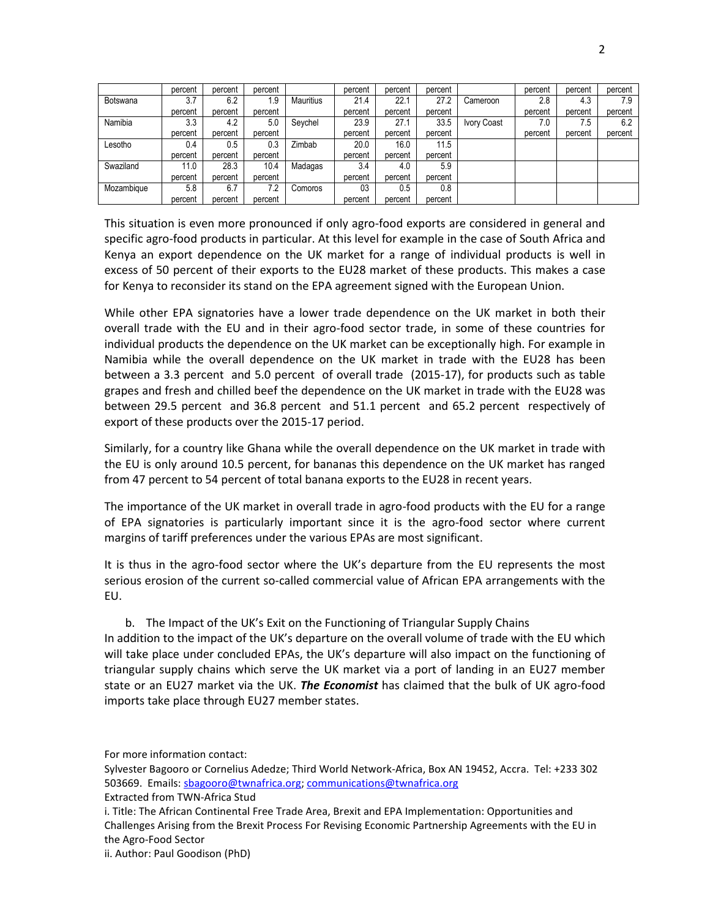| | percent | percent | percent | | percent | percent | percent | | percent | percent | percent |
|---|---|---|---|---|---|---|---|---|---|---|---|
| Botswana | 3.7 percent | 6.2 percent | 1.9 percent | Mauritius | 21.4 percent | 22.1 percent | 27.2 percent | Cameroon | 2.8 percent | 4.3 percent | 7.9 percent |
| Namibia | 3.3 percent | 4.2 percent | 5.0 percent | Seychel | 23.9 percent | 27.1 percent | 33.5 percent | Ivory Coast | 7.0 percent | 7.5 percent | 6.2 percent |
| Lesotho | 0.4 percent | 0.5 percent | 0.3 percent | Zimbab | 20.0 percent | 16.0 percent | 11.5 percent | | | | |
| Swaziland | 11.0 percent | 28.3 percent | 10.4 percent | Madagas | 3.4 percent | 4.0 percent | 5.9 percent | | | | |
| Mozambique | 5.8 percent | 6.7 percent | 7.2 percent | Comoros | 03 percent | 0.5 percent | 0.8 percent | | | | |

This situation is even more pronounced if only agro-food exports are considered in general and specific agro-food products in particular. At this level for example in the case of South Africa and Kenya an export dependence on the UK market for a range of individual products is well in excess of 50 percent of their exports to the EU28 market of these products. This makes a case for Kenya to reconsider its stand on the EPA agreement signed with the European Union.

While other EPA signatories have a lower trade dependence on the UK market in both their overall trade with the EU and in their agro-food sector trade, in some of these countries for individual products the dependence on the UK market can be exceptionally high. For example in Namibia while the overall dependence on the UK market in trade with the EU28 has been between a 3.3 percent and 5.0 percent of overall trade (2015-17), for products such as table grapes and fresh and chilled beef the dependence on the UK market in trade with the EU28 was between 29.5 percent and 36.8 percent and 51.1 percent and 65.2 percent respectively of export of these products over the 2015-17 period.

Similarly, for a country like Ghana while the overall dependence on the UK market in trade with the EU is only around 10.5 percent, for bananas this dependence on the UK market has ranged from 47 percent to 54 percent of total banana exports to the EU28 in recent years.

The importance of the UK market in overall trade in agro-food products with the EU for a range of EPA signatories is particularly important since it is the agro-food sector where current margins of tariff preferences under the various EPAs are most significant.

It is thus in the agro-food sector where the UK's departure from the EU represents the most serious erosion of the current so-called commercial value of African EPA arrangements with the EU.

b. The Impact of the UK's Exit on the Functioning of Triangular Supply Chains

In addition to the impact of the UK's departure on the overall volume of trade with the EU which will take place under concluded EPAs, the UK's departure will also impact on the functioning of triangular supply chains which serve the UK market via a port of landing in an EU27 member state or an EU27 market via the UK. ***The Economist*** has claimed that the bulk of UK agro-food imports take place through EU27 member states.

For more information contact:
Sylvester Bagooro or Cornelius Adedze; Third World Network-Africa, Box AN 19452, Accra. Tel: +233 302 503669. Emails: sbagooro@twnafrica.org; communications@twnafrica.org
Extracted from TWN-Africa Stud
i. Title: The African Continental Free Trade Area, Brexit and EPA Implementation: Opportunities and Challenges Arising from the Brexit Process For Revising Economic Partnership Agreements with the EU in the Agro-Food Sector
ii. Author: Paul Goodison (PhD)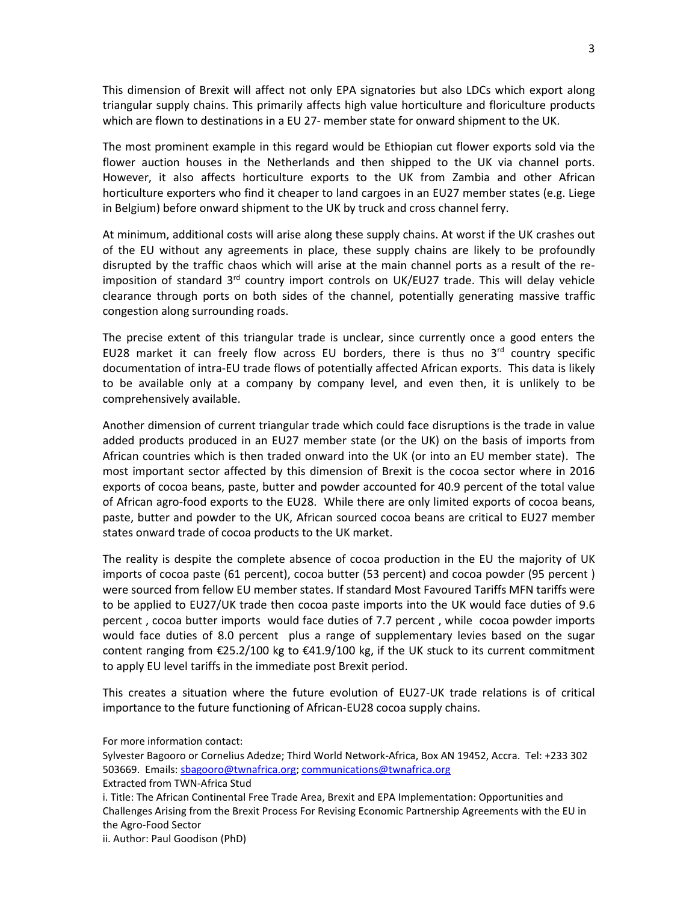This dimension of Brexit will affect not only EPA signatories but also LDCs which export along triangular supply chains. This primarily affects high value horticulture and floriculture products which are flown to destinations in a EU 27- member state for onward shipment to the UK.

The most prominent example in this regard would be Ethiopian cut flower exports sold via the flower auction houses in the Netherlands and then shipped to the UK via channel ports. However, it also affects horticulture exports to the UK from Zambia and other African horticulture exporters who find it cheaper to land cargoes in an EU27 member states (e.g. Liege in Belgium) before onward shipment to the UK by truck and cross channel ferry.

At minimum, additional costs will arise along these supply chains. At worst if the UK crashes out of the EU without any agreements in place, these supply chains are likely to be profoundly disrupted by the traffic chaos which will arise at the main channel ports as a result of the re-imposition of standard 3rd country import controls on UK/EU27 trade. This will delay vehicle clearance through ports on both sides of the channel, potentially generating massive traffic congestion along surrounding roads.

The precise extent of this triangular trade is unclear, since currently once a good enters the EU28 market it can freely flow across EU borders, there is thus no 3rd country specific documentation of intra-EU trade flows of potentially affected African exports. This data is likely to be available only at a company by company level, and even then, it is unlikely to be comprehensively available.

Another dimension of current triangular trade which could face disruptions is the trade in value added products produced in an EU27 member state (or the UK) on the basis of imports from African countries which is then traded onward into the UK (or into an EU member state). The most important sector affected by this dimension of Brexit is the cocoa sector where in 2016 exports of cocoa beans, paste, butter and powder accounted for 40.9 percent of the total value of African agro-food exports to the EU28. While there are only limited exports of cocoa beans, paste, butter and powder to the UK, African sourced cocoa beans are critical to EU27 member states onward trade of cocoa products to the UK market.

The reality is despite the complete absence of cocoa production in the EU the majority of UK imports of cocoa paste (61 percent), cocoa butter (53 percent) and cocoa powder (95 percent ) were sourced from fellow EU member states. If standard Most Favoured Tariffs MFN tariffs were to be applied to EU27/UK trade then cocoa paste imports into the UK would face duties of 9.6 percent , cocoa butter imports would face duties of 7.7 percent , while cocoa powder imports would face duties of 8.0 percent plus a range of supplementary levies based on the sugar content ranging from €25.2/100 kg to €41.9/100 kg, if the UK stuck to its current commitment to apply EU level tariffs in the immediate post Brexit period.

This creates a situation where the future evolution of EU27-UK trade relations is of critical importance to the future functioning of African-EU28 cocoa supply chains.

For more information contact:
Sylvester Bagooro or Cornelius Adedze; Third World Network-Africa, Box AN 19452, Accra. Tel: +233 302 503669. Emails: sbagooro@twnafrica.org; communications@twnafrica.org
Extracted from TWN-Africa Stud
i. Title: The African Continental Free Trade Area, Brexit and EPA Implementation: Opportunities and Challenges Arising from the Brexit Process For Revising Economic Partnership Agreements with the EU in the Agro-Food Sector
ii. Author: Paul Goodison (PhD)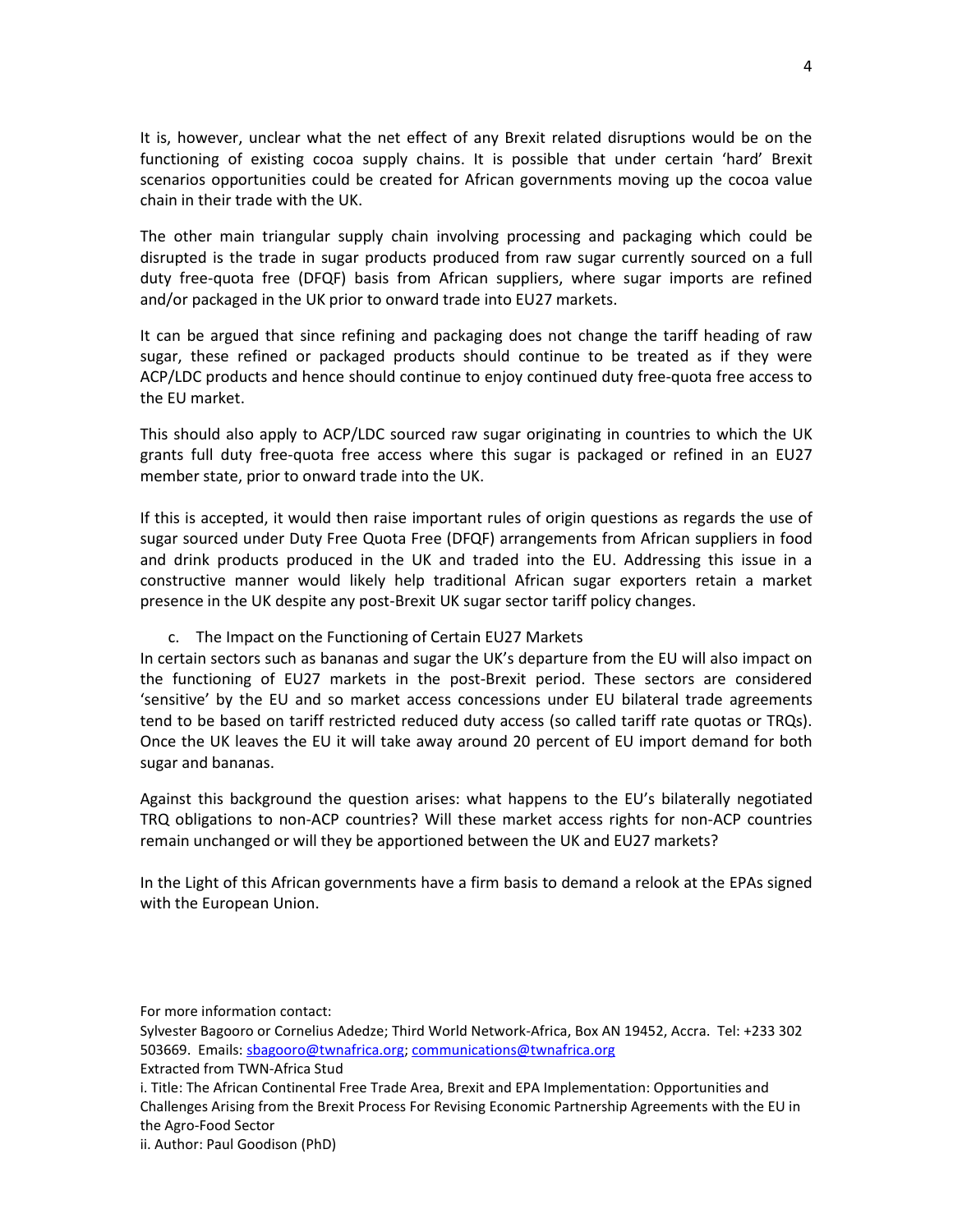It is, however, unclear what the net effect of any Brexit related disruptions would be on the functioning of existing cocoa supply chains. It is possible that under certain 'hard' Brexit scenarios opportunities could be created for African governments moving up the cocoa value chain in their trade with the UK.

The other main triangular supply chain involving processing and packaging which could be disrupted is the trade in sugar products produced from raw sugar currently sourced on a full duty free-quota free (DFQF) basis from African suppliers, where sugar imports are refined and/or packaged in the UK prior to onward trade into EU27 markets.

It can be argued that since refining and packaging does not change the tariff heading of raw sugar, these refined or packaged products should continue to be treated as if they were ACP/LDC products and hence should continue to enjoy continued duty free-quota free access to the EU market.

This should also apply to ACP/LDC sourced raw sugar originating in countries to which the UK grants full duty free-quota free access where this sugar is packaged or refined in an EU27 member state, prior to onward trade into the UK.

If this is accepted, it would then raise important rules of origin questions as regards the use of sugar sourced under Duty Free Quota Free (DFQF) arrangements from African suppliers in food and drink products produced in the UK and traded into the EU. Addressing this issue in a constructive manner would likely help traditional African sugar exporters retain a market presence in the UK despite any post-Brexit UK sugar sector tariff policy changes.

c. The Impact on the Functioning of Certain EU27 Markets

In certain sectors such as bananas and sugar the UK's departure from the EU will also impact on the functioning of EU27 markets in the post-Brexit period. These sectors are considered 'sensitive' by the EU and so market access concessions under EU bilateral trade agreements tend to be based on tariff restricted reduced duty access (so called tariff rate quotas or TRQs). Once the UK leaves the EU it will take away around 20 percent of EU import demand for both sugar and bananas.

Against this background the question arises: what happens to the EU's bilaterally negotiated TRQ obligations to non-ACP countries? Will these market access rights for non-ACP countries remain unchanged or will they be apportioned between the UK and EU27 markets?

In the Light of this African governments have a firm basis to demand a relook at the EPAs signed with the European Union.

For more information contact:

Sylvester Bagooro or Cornelius Adedze; Third World Network-Africa, Box AN 19452, Accra. Tel: +233 302 503669. Emails: sbagooro@twnafrica.org; communications@twnafrica.org

Extracted from TWN-Africa Stud

i. Title: The African Continental Free Trade Area, Brexit and EPA Implementation: Opportunities and Challenges Arising from the Brexit Process For Revising Economic Partnership Agreements with the EU in the Agro-Food Sector

ii. Author: Paul Goodison (PhD)